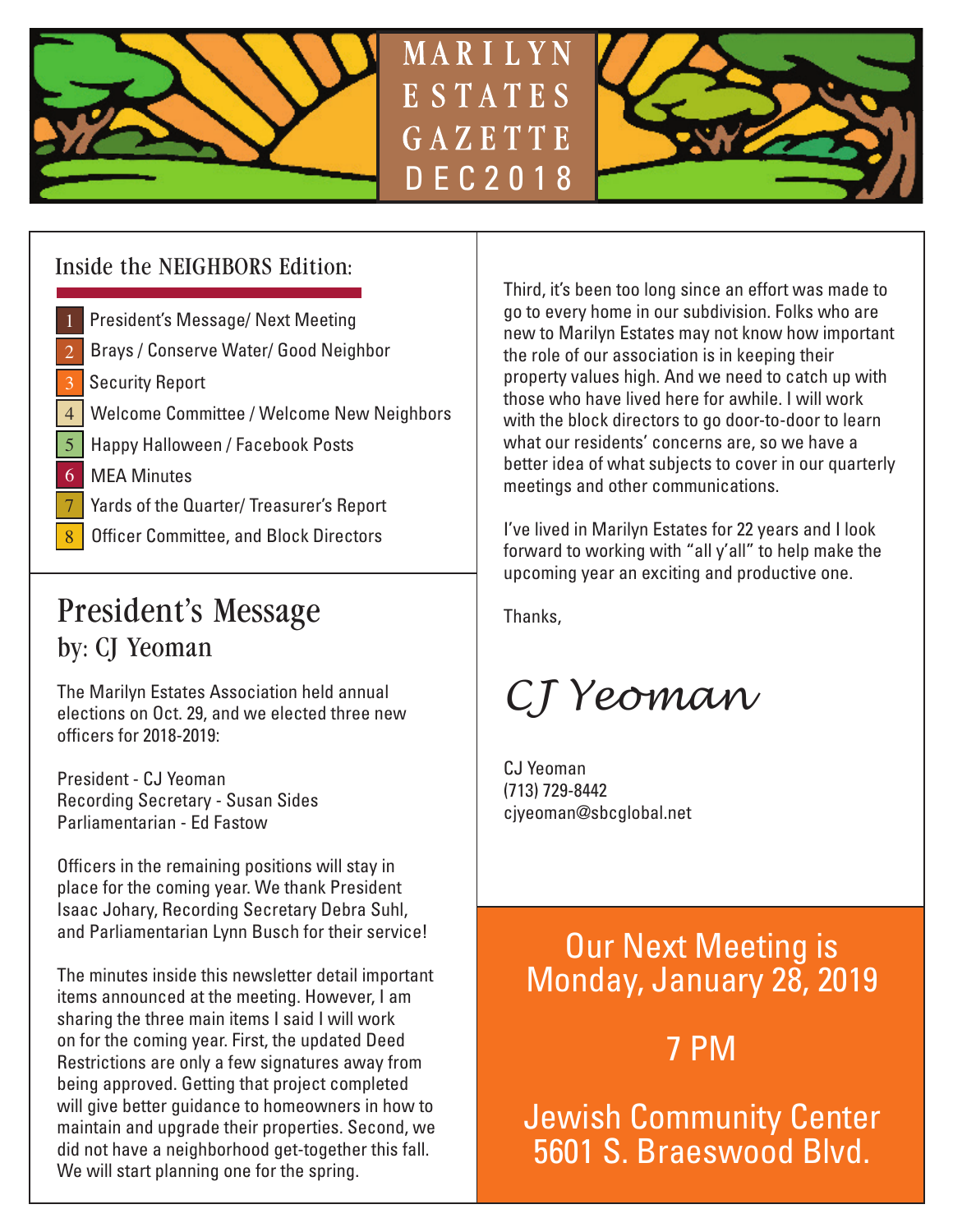# MARILYN ESTATES GAZETTE DEC2018

## Inside the NEIGHBORS Edition:

1. President's Message/ Next Meeting
2. Brays / Conserve Water/ Good Neighbor
3. Security Report
4. Welcome Committee / Welcome New Neighbors
5. Happy Halloween / Facebook Posts
6. MEA Minutes
7. Yards of the Quarter/ Treasurer's Report
8. Officer Committee, and Block Directors

## President's Message

### by: CJ Yeoman

The Marilyn Estates Association held annual elections on Oct. 29, and we elected three new officers for 2018-2019:

President - CJ Yeoman
Recording Secretary - Susan Sides
Parliamentarian - Ed Fastow

Officers in the remaining positions will stay in place for the coming year. We thank President Isaac Johary, Recording Secretary Debra Suhl, and Parliamentarian Lynn Busch for their service!

The minutes inside this newsletter detail important items announced at the meeting. However, I am sharing the three main items I said I will work on for the coming year. First, the updated Deed Restrictions are only a few signatures away from being approved. Getting that project completed will give better guidance to homeowners in how to maintain and upgrade their properties. Second, we did not have a neighborhood get-together this fall. We will start planning one for the spring.

Third, it's been too long since an effort was made to go to every home in our subdivision. Folks who are new to Marilyn Estates may not know how important the role of our association is in keeping their property values high. And we need to catch up with those who have lived here for awhile. I will work with the block directors to go door-to-door to learn what our residents' concerns are, so we have a better idea of what subjects to cover in our quarterly meetings and other communications.

I've lived in Marilyn Estates for 22 years and I look forward to working with "all y'all" to help make the upcoming year an exciting and productive one.

Thanks,

*CJ Yeoman*

CJ Yeoman
(713) 729-8442
cjyeoman@sbcglobal.net

## Our Next Meeting is Monday, January 28, 2019

## 7 PM

## Jewish Community Center 5601 S. Braeswood Blvd.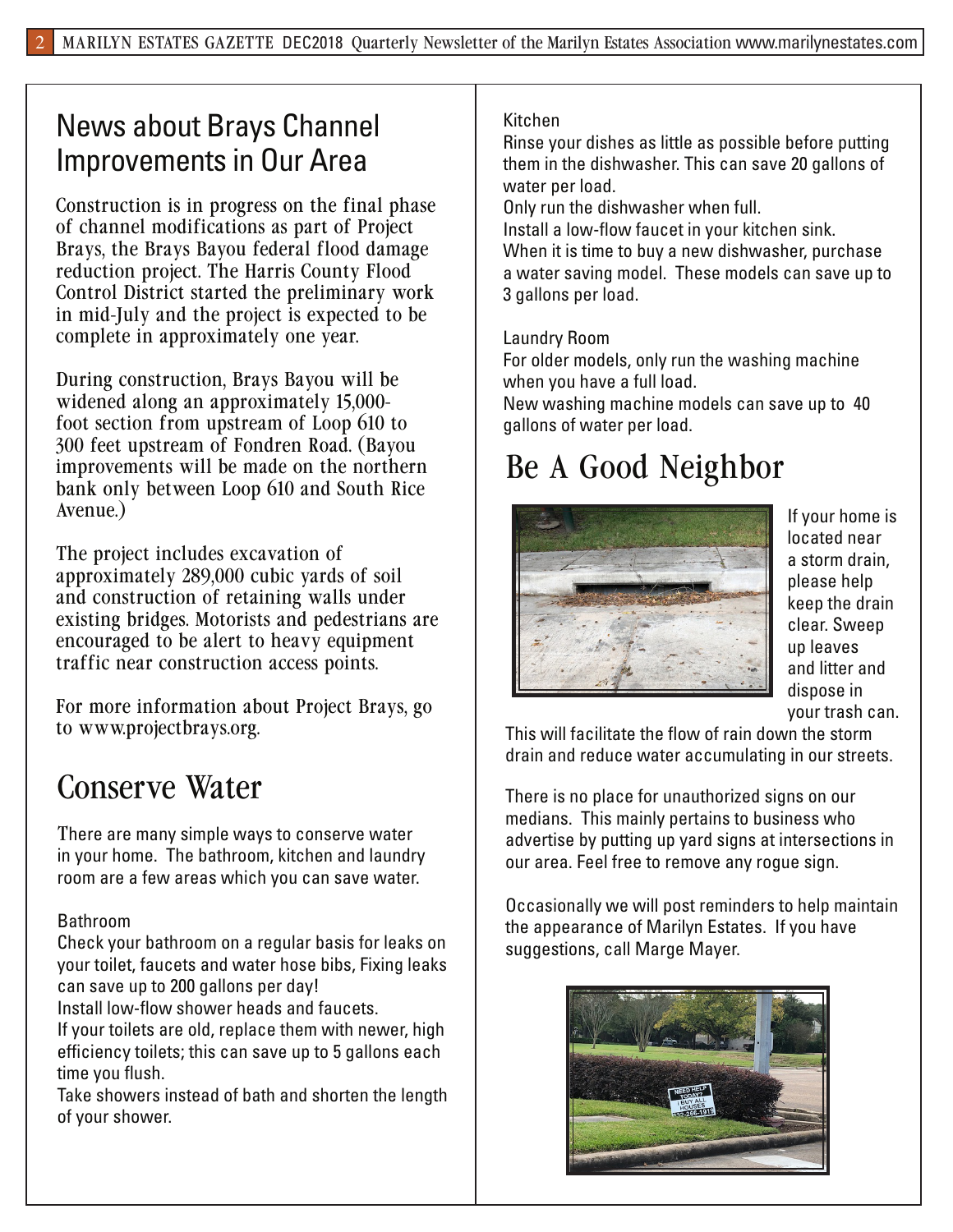## News about Brays Channel Improvements in Our Area

Construction is in progress on the final phase of channel modifications as part of Project Brays, the Brays Bayou federal flood damage reduction project. The Harris County Flood Control District started the preliminary work in mid-July and the project is expected to be complete in approximately one year.

During construction, Brays Bayou will be widened along an approximately 15,000-foot section from upstream of Loop 610 to 300 feet upstream of Fondren Road. (Bayou improvements will be made on the northern bank only between Loop 610 and South Rice Avenue.)

The project includes excavation of approximately 289,000 cubic yards of soil and construction of retaining walls under existing bridges. Motorists and pedestrians are encouraged to be alert to heavy equipment traffic near construction access points.

For more information about Project Brays, go to www.projectbrays.org.

## Conserve Water

There are many simple ways to conserve water in your home. The bathroom, kitchen and laundry room are a few areas which you can save water.

Bathroom

Check your bathroom on a regular basis for leaks on your toilet, faucets and water hose bibs, Fixing leaks can save up to 200 gallons per day!
Install low-flow shower heads and faucets.
If your toilets are old, replace them with newer, high efficiency toilets; this can save up to 5 gallons each time you flush.
Take showers instead of bath and shorten the length of your shower.

Kitchen

Rinse your dishes as little as possible before putting them in the dishwasher. This can save 20 gallons of water per load.
Only run the dishwasher when full.
Install a low-flow faucet in your kitchen sink.
When it is time to buy a new dishwasher, purchase a water saving model. These models can save up to 3 gallons per load.

Laundry Room

For older models, only run the washing machine when you have a full load.
New washing machine models can save up to 40 gallons of water per load.

## Be A Good Neighbor

If your home is located near a storm drain, please help keep the drain clear. Sweep up leaves and litter and dispose in your trash can. This will facilitate the flow of rain down the storm drain and reduce water accumulating in our streets.

There is no place for unauthorized signs on our medians. This mainly pertains to business who advertise by putting up yard signs at intersections in our area. Feel free to remove any rogue sign.

Occasionally we will post reminders to help maintain the appearance of Marilyn Estates. If you have suggestions, call Marge Mayer.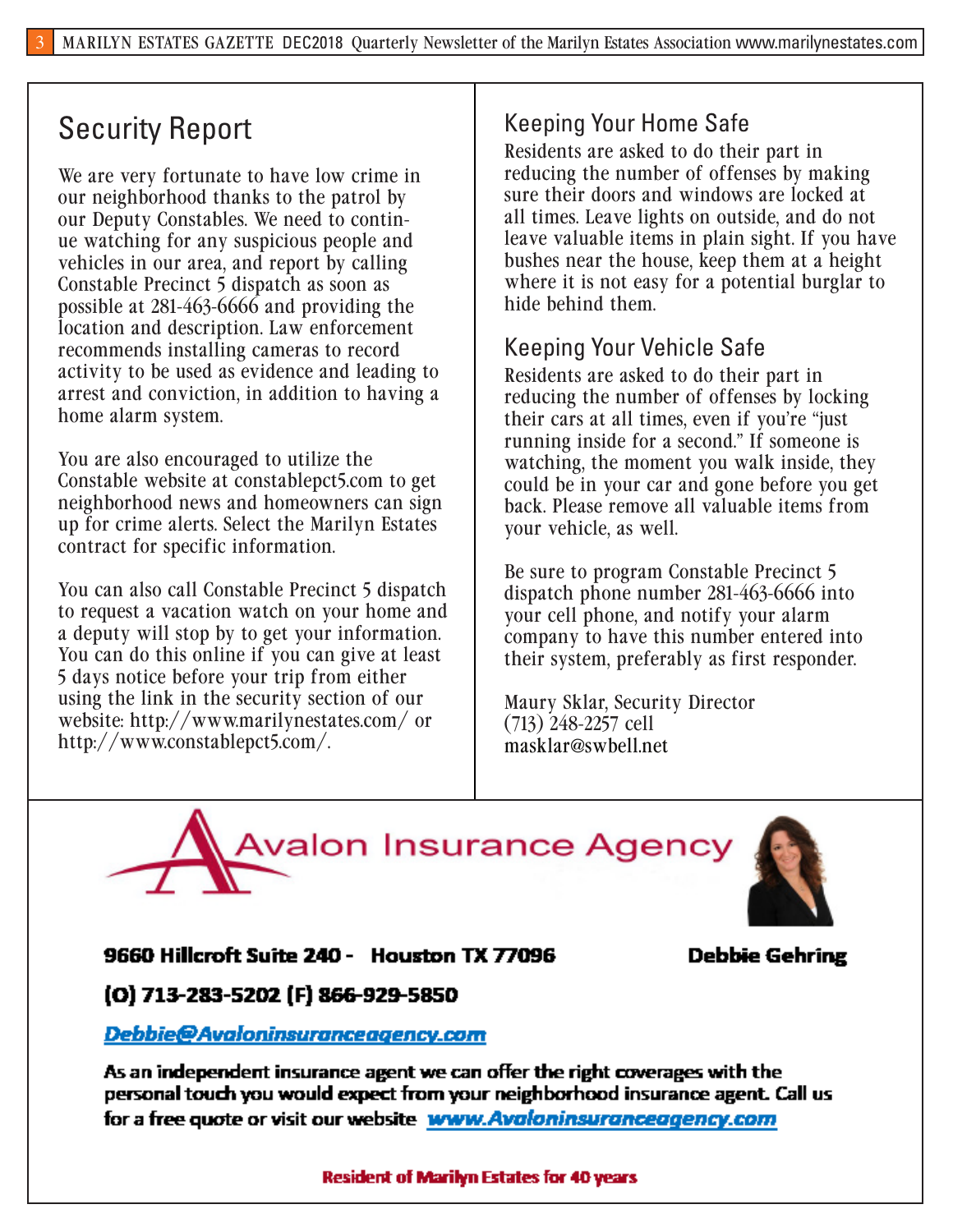## Security Report

We are very fortunate to have low crime in our neighborhood thanks to the patrol by our Deputy Constables. We need to continue watching for any suspicious people and vehicles in our area, and report by calling Constable Precinct 5 dispatch as soon as possible at 281-463-6666 and providing the location and description. Law enforcement recommends installing cameras to record activity to be used as evidence and leading to arrest and conviction, in addition to having a home alarm system.

You are also encouraged to utilize the Constable website at constablepct5.com to get neighborhood news and homeowners can sign up for crime alerts. Select the Marilyn Estates contract for specific information.

You can also call Constable Precinct 5 dispatch to request a vacation watch on your home and a deputy will stop by to get your information. You can do this online if you can give at least 5 days notice before your trip from either using the link in the security section of our website: http://www.marilynestates.com/ or http://www.constablepct5.com/.

### Keeping Your Home Safe

Residents are asked to do their part in reducing the number of offenses by making sure their doors and windows are locked at all times. Leave lights on outside, and do not leave valuable items in plain sight. If you have bushes near the house, keep them at a height where it is not easy for a potential burglar to hide behind them.

### Keeping Your Vehicle Safe

Residents are asked to do their part in reducing the number of offenses by locking their cars at all times, even if you're "just running inside for a second." If someone is watching, the moment you walk inside, they could be in your car and gone before you get back. Please remove all valuable items from your vehicle, as well.

Be sure to program Constable Precinct 5 dispatch phone number 281-463-6666 into your cell phone, and notify your alarm company to have this number entered into their system, preferably as first responder.

Maury Sklar, Security Director
(713) 248-2257 cell
masklar@swbell.net

---

**Avalon Insurance Agency**

**9660 Hillcroft Suite 240 - Houston TX 77096**

**Debbie Gehring**

**(O) 713-283-5202 (F) 866-929-5850**

**Debbie@Avaloninsuranceagency.com**

**As an independent insurance agent we can offer the right coverages with the personal touch you would expect from your neighborhood insurance agent. Call us for a free quote or visit our website www.Avaloninsuranceagency.com**

**Resident of Marilyn Estates for 40 years**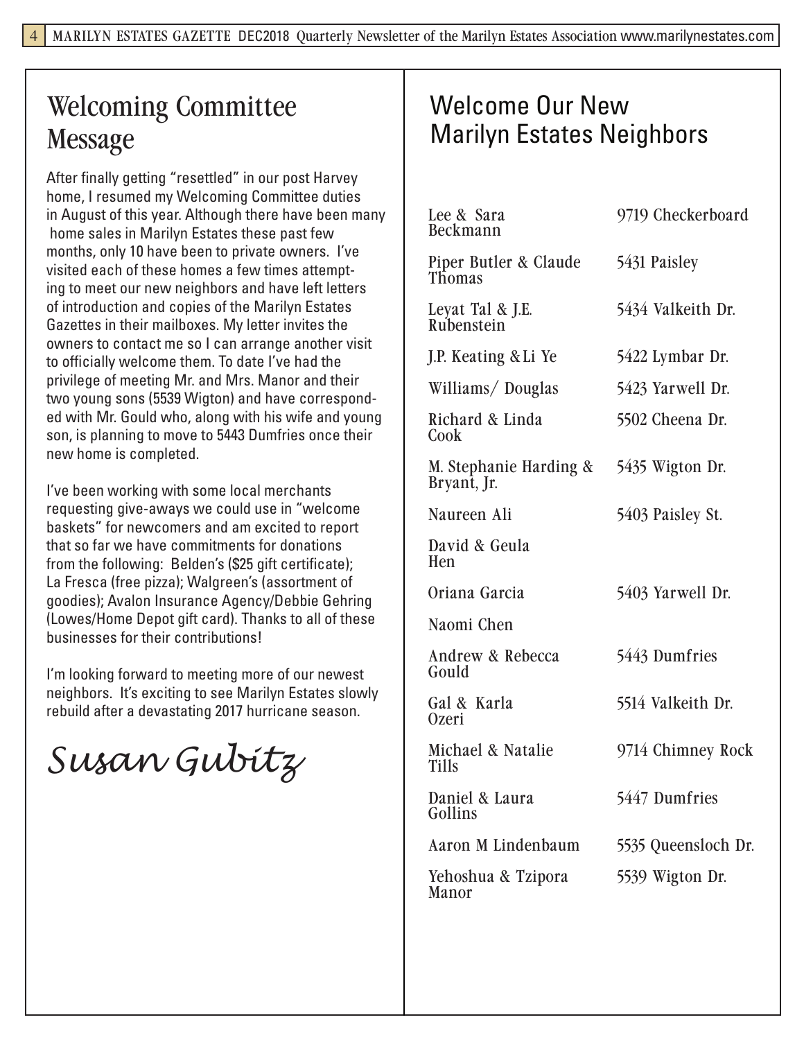## Welcoming Committee Message

After finally getting "resettled" in our post Harvey home, I resumed my Welcoming Committee duties in August of this year. Although there have been many home sales in Marilyn Estates these past few months, only 10 have been to private owners. I've visited each of these homes a few times attempting to meet our new neighbors and have left letters of introduction and copies of the Marilyn Estates Gazettes in their mailboxes. My letter invites the owners to contact me so I can arrange another visit to officially welcome them. To date I've had the privilege of meeting Mr. and Mrs. Manor and their two young sons (5539 Wigton) and have corresponded with Mr. Gould who, along with his wife and young son, is planning to move to 5443 Dumfries once their new home is completed.

I've been working with some local merchants requesting give-aways we could use in "welcome baskets" for newcomers and am excited to report that so far we have commitments for donations from the following: Belden's ($25 gift certificate); La Fresca (free pizza); Walgreen's (assortment of goodies); Avalon Insurance Agency/Debbie Gehring (Lowes/Home Depot gift card). Thanks to all of these businesses for their contributions!

I'm looking forward to meeting more of our newest neighbors. It's exciting to see Marilyn Estates slowly rebuild after a devastating 2017 hurricane season.

*Susan Gubitz*

## Welcome Our New Marilyn Estates Neighbors

| Name | Address |
|---|---|
| Lee & Sara Beckmann | 9719 Checkerboard |
| Piper Butler & Claude Thomas | 5431 Paisley |
| Leyat Tal & J.E. Rubenstein | 5434 Valkeith Dr. |
| J.P. Keating & Li Ye | 5422 Lymbar Dr. |
| Williams/ Douglas | 5423 Yarwell Dr. |
| Richard & Linda Cook | 5502 Cheena Dr. |
| M. Stephanie Harding & Bryant, Jr. | 5435 Wigton Dr. |
| Naureen Ali | 5403 Paisley St. |
| David & Geula Hen | |
| Oriana Garcia | 5403 Yarwell Dr. |
| Naomi Chen | |
| Andrew & Rebecca Gould | 5443 Dumfries |
| Gal & Karla Ozeri | 5514 Valkeith Dr. |
| Michael & Natalie Tills | 9714 Chimney Rock |
| Daniel & Laura Gollins | 5447 Dumfries |
| Aaron M Lindenbaum | 5535 Queensloch Dr. |
| Yehoshua & Tzipora Manor | 5539 Wigton Dr. |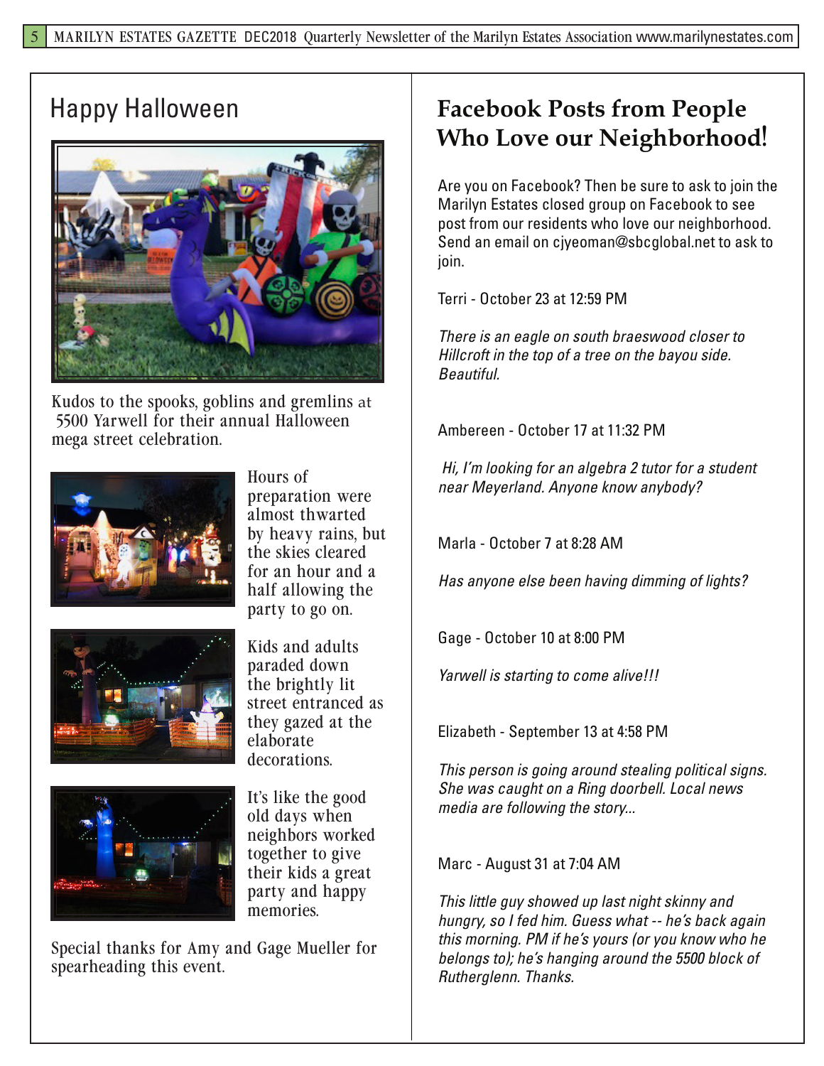# Happy Halloween

Kudos to the spooks, goblins and gremlins at 5500 Yarwell for their annual Halloween mega street celebration.

Hours of preparation were almost thwarted by heavy rains, but the skies cleared for an hour and a half allowing the party to go on.

Kids and adults paraded down the brightly lit street entranced as they gazed at the elaborate decorations.

It's like the good old days when neighbors worked together to give their kids a great party and happy memories.

Special thanks for Amy and Gage Mueller for spearheading this event.

# Facebook Posts from People Who Love our Neighborhood!

Are you on Facebook? Then be sure to ask to join the Marilyn Estates closed group on Facebook to see post from our residents who love our neighborhood. Send an email on cjyeoman@sbcglobal.net to ask to join.

Terri - October 23 at 12:59 PM

*There is an eagle on south braeswood closer to Hillcroft in the top of a tree on the bayou side. Beautiful.*

Ambereen - October 17 at 11:32 PM

*Hi, I'm looking for an algebra 2 tutor for a student near Meyerland. Anyone know anybody?*

Marla - October 7 at 8:28 AM

*Has anyone else been having dimming of lights?*

Gage - October 10 at 8:00 PM

*Yarwell is starting to come alive!!!*

Elizabeth - September 13 at 4:58 PM

*This person is going around stealing political signs. She was caught on a Ring doorbell. Local news media are following the story...*

Marc - August 31 at 7:04 AM

*This little guy showed up last night skinny and hungry, so I fed him. Guess what -- he's back again this morning. PM if he's yours (or you know who he belongs to); he's hanging around the 5500 block of Rutherglenn. Thanks.*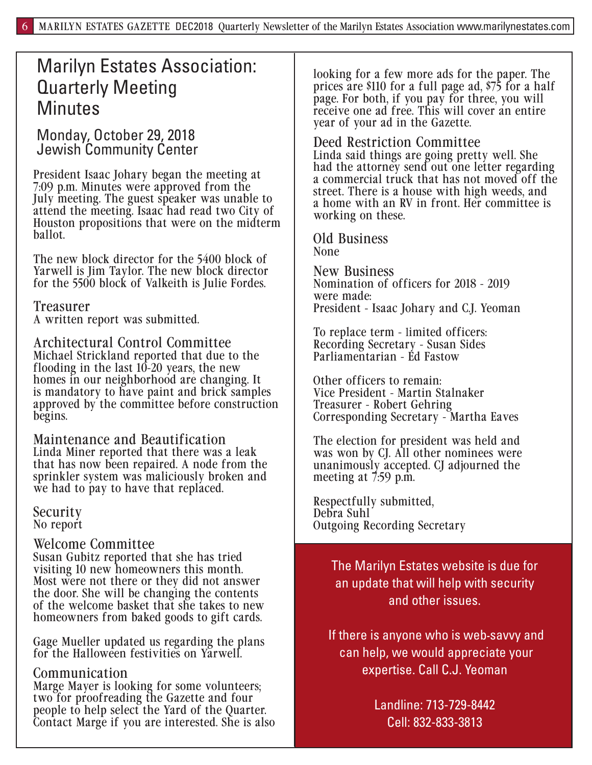# Marilyn Estates Association: Quarterly Meeting Minutes

## Monday, October 29, 2018 Jewish Community Center

President Isaac Johary began the meeting at 7:09 p.m. Minutes were approved from the July meeting. The guest speaker was unable to attend the meeting. Isaac had read two City of Houston propositions that were on the midterm ballot.

The new block director for the 5400 block of Yarwell is Jim Taylor. The new block director for the 5500 block of Valkeith is Julie Fordes.

### Treasurer

A written report was submitted.

### Architectural Control Committee

Michael Strickland reported that due to the flooding in the last 10-20 years, the new homes in our neighborhood are changing. It is mandatory to have paint and brick samples approved by the committee before construction begins.

### Maintenance and Beautification

Linda Miner reported that there was a leak that has now been repaired. A node from the sprinkler system was maliciously broken and we had to pay to have that replaced.

### Security

No report

### Welcome Committee

Susan Gubitz reported that she has tried visiting 10 new homeowners this month. Most were not there or they did not answer the door. She will be changing the contents of the welcome basket that she takes to new homeowners from baked goods to gift cards.

Gage Mueller updated us regarding the plans for the Halloween festivities on Yarwell.

### Communication

Marge Mayer is looking for some volunteers; two for proofreading the Gazette and four people to help select the Yard of the Quarter. Contact Marge if you are interested. She is also looking for a few more ads for the paper. The prices are $110 for a full page ad, $75 for a half page. For both, if you pay for three, you will receive one ad free. This will cover an entire year of your ad in the Gazette.

### Deed Restriction Committee

Linda said things are going pretty well. She had the attorney send out one letter regarding a commercial truck that has not moved off the street. There is a house with high weeds, and a home with an RV in front. Her committee is working on these.

### Old Business

None

### New Business

Nomination of officers for 2018 - 2019 were made:
President - Isaac Johary and C.J. Yeoman

To replace term - limited officers:
Recording Secretary - Susan Sides
Parliamentarian - Ed Fastow

Other officers to remain:
Vice President - Martin Stalnaker
Treasurer - Robert Gehring
Corresponding Secretary - Martha Eaves

The election for president was held and was won by CJ. All other nominees were unanimously accepted. CJ adjourned the meeting at 7:59 p.m.

Respectfully submitted,
Debra Suhl
Outgoing Recording Secretary

---

The Marilyn Estates website is due for an update that will help with security and other issues.

If there is anyone who is web-savvy and can help, we would appreciate your expertise. Call C.J. Yeoman

Landline: 713-729-8442
Cell: 832-833-3813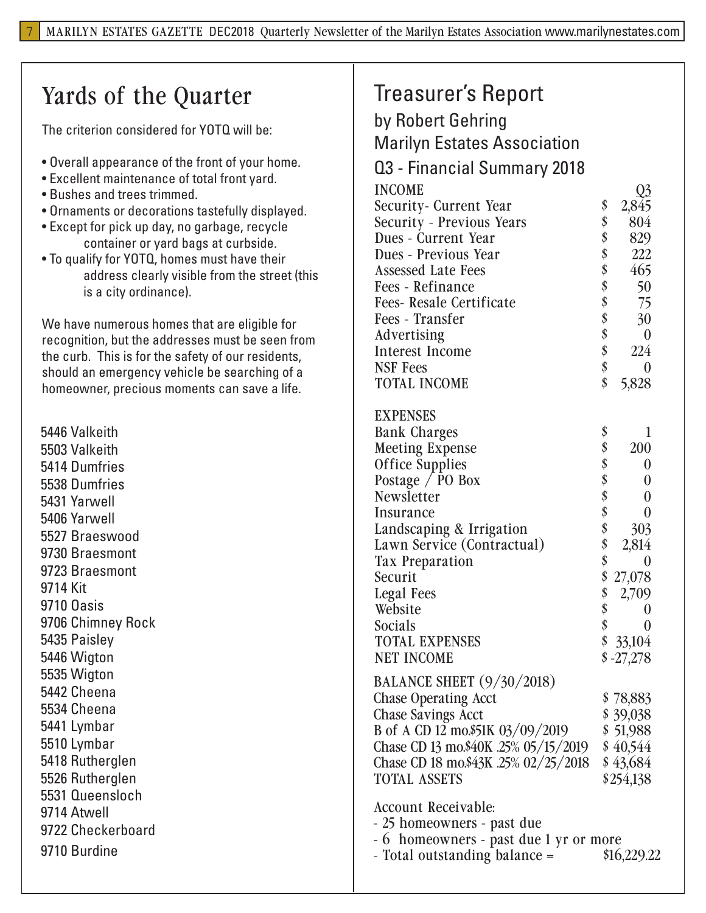# Yards of the Quarter

The criterion considered for YOTQ will be:

- Overall appearance of the front of your home.
- Excellent maintenance of total front yard.
- Bushes and trees trimmed.
- Ornaments or decorations tastefully displayed.
- Except for pick up day, no garbage, recycle container or yard bags at curbside.
- To qualify for YOTQ, homes must have their address clearly visible from the street (this is a city ordinance).

We have numerous homes that are eligible for recognition, but the addresses must be seen from the curb. This is for the safety of our residents, should an emergency vehicle be searching of a homeowner, precious moments can save a life.

5446 Valkeith
5503 Valkeith
5414 Dumfries
5538 Dumfries
5431 Yarwell
5406 Yarwell
5527 Braeswood
9730 Braesmont
9723 Braesmont
9714 Kit
9710 Oasis
9706 Chimney Rock
5435 Paisley
5446 Wigton
5535 Wigton
5442 Cheena
5534 Cheena
5441 Lymbar
5510 Lymbar
5418 Rutherglen
5526 Rutherglen
5531 Queensloch
9714 Atwell
9722 Checkerboard
9710 Burdine

# Treasurer's Report

## by Robert Gehring

## Marilyn Estates Association

## Q3 - Financial Summary 2018

| INCOME | Q3 |
|---|---|
| Security- Current Year | $ 2,845 |
| Security - Previous Years | $ 804 |
| Dues - Current Year | $ 829 |
| Dues - Previous Year | $ 222 |
| Assessed Late Fees | $ 465 |
| Fees - Refinance | $ 50 |
| Fees- Resale Certificate | $ 75 |
| Fees - Transfer | $ 30 |
| Advertising | $ 0 |
| Interest Income | $ 224 |
| NSF Fees | $ 0 |
| TOTAL INCOME | $ 5,828 |
| | |
| EXPENSES | |
| Bank Charges | $ 1 |
| Meeting Expense | $ 200 |
| Office Supplies | $ 0 |
| Postage / PO Box | $ 0 |
| Newsletter | $ 0 |
| Insurance | $ 0 |
| Landscaping & Irrigation | $ 303 |
| Lawn Service (Contractual) | $ 2,814 |
| Tax Preparation | $ 0 |
| Securit | $ 27,078 |
| Legal Fees | $ 2,709 |
| Website | $ 0 |
| Socials | $ 0 |
| TOTAL EXPENSES | $ 33,104 |
| NET INCOME | $ -27,278 |

| BALANCE SHEET (9/30/2018) | |
|---|---|
| Chase Operating Acct | $ 78,883 |
| Chase Savings Acct | $ 39,038 |
| B of A CD 12 mo.$51K 03/09/2019 | $ 51,988 |
| Chase CD 13 mo.$40K .25% 05/15/2019 | $ 40,544 |
| Chase CD 18 mo.$43K .25% 02/25/2018 | $ 43,684 |
| TOTAL ASSETS | $254,138 |

Account Receivable:

- 25 homeowners - past due
- 6 homeowners - past due 1 yr or more
- Total outstanding balance = $16,229.22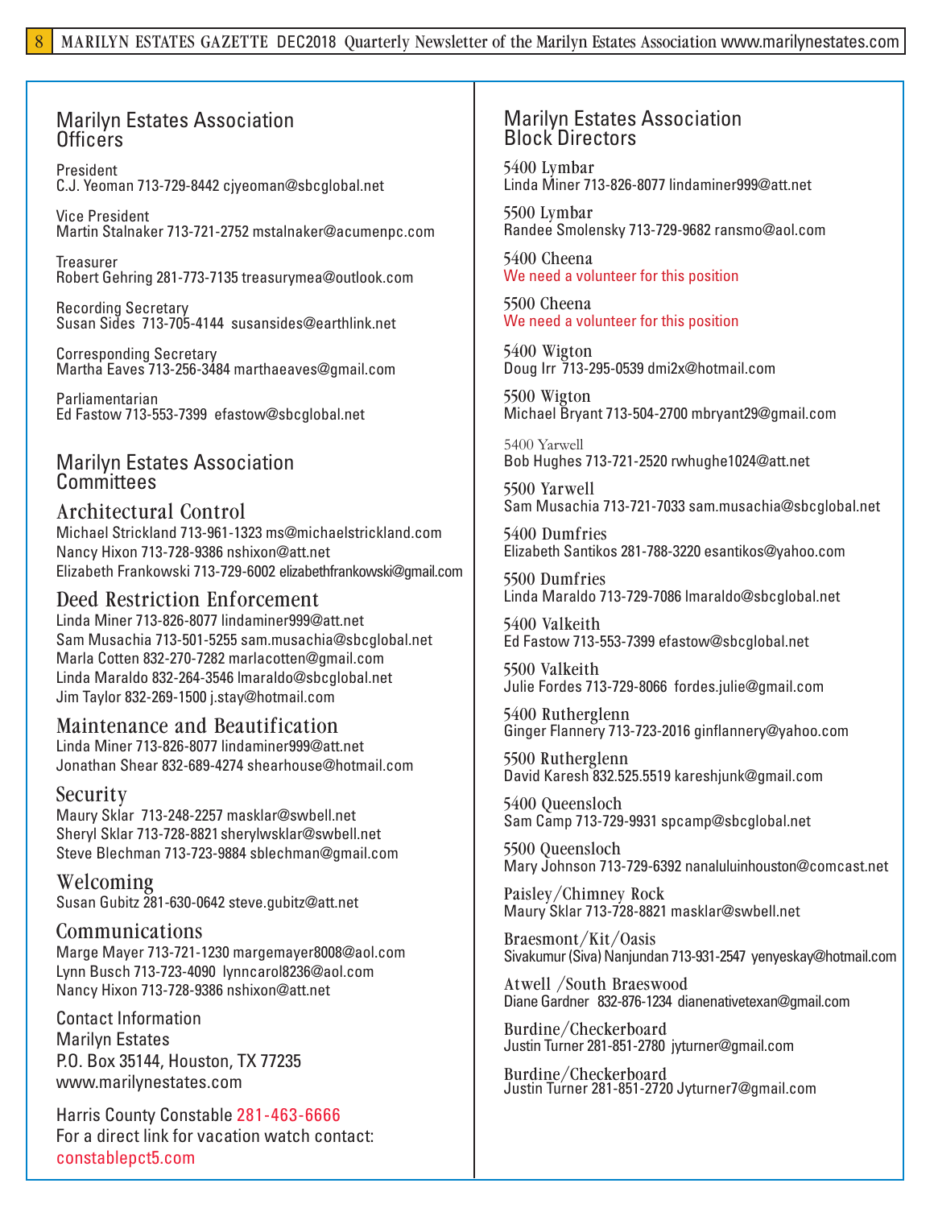## Marilyn Estates Association Officers

President
C.J. Yeoman 713-729-8442 cjyeoman@sbcglobal.net

Vice President
Martin Stalnaker 713-721-2752 mstalnaker@acumenpc.com

Treasurer
Robert Gehring 281-773-7135 treasurymea@outlook.com

Recording Secretary
Susan Sides 713-705-4144 susansides@earthlink.net

Corresponding Secretary
Martha Eaves 713-256-3484 marthaeaves@gmail.com

Parliamentarian
Ed Fastow 713-553-7399 efastow@sbcglobal.net

## Marilyn Estates Association Committees

### Architectural Control

Michael Strickland 713-961-1323 ms@michaelstrickland.com
Nancy Hixon 713-728-9386 nshixon@att.net
Elizabeth Frankowski 713-729-6002 elizabethfrankowski@gmail.com

### Deed Restriction Enforcement

Linda Miner 713-826-8077 lindaminer999@att.net
Sam Musachia 713-501-5255 sam.musachia@sbcglobal.net
Marla Cotten 832-270-7282 marlacotten@gmail.com
Linda Maraldo 832-264-3546 lmaraldo@sbcglobal.net
Jim Taylor 832-269-1500 j.stay@hotmail.com

### Maintenance and Beautification

Linda Miner 713-826-8077 lindaminer999@att.net
Jonathan Shear 832-689-4274 shearhouse@hotmail.com

### Security

Maury Sklar 713-248-2257 masklar@swbell.net
Sheryl Sklar 713-728-8821 sherylwsklar@swbell.net
Steve Blechman 713-723-9884 sblechman@gmail.com

### Welcoming

Susan Gubitz 281-630-0642 steve.gubitz@att.net

### Communications

Marge Mayer 713-721-1230 margemayer8008@aol.com
Lynn Busch 713-723-4090 lynncarol8236@aol.com
Nancy Hixon 713-728-9386 nshixon@att.net

Contact Information
Marilyn Estates
P.O. Box 35144, Houston, TX 77235
www.marilynestates.com

Harris County Constable 281-463-6666
For a direct link for vacation watch contact:
constablepct5.com

## Marilyn Estates Association Block Directors

5400 Lymbar
Linda Miner 713-826-8077 lindaminer999@att.net

5500 Lymbar
Randee Smolensky 713-729-9682 ransmo@aol.com

5400 Cheena
We need a volunteer for this position

5500 Cheena
We need a volunteer for this position

5400 Wigton
Doug Irr 713-295-0539 dmi2x@hotmail.com

5500 Wigton
Michael Bryant 713-504-2700 mbryant29@gmail.com

5400 Yarwell
Bob Hughes 713-721-2520 rwhughe1024@att.net

5500 Yarwell
Sam Musachia 713-721-7033 sam.musachia@sbcglobal.net

5400 Dumfries
Elizabeth Santikos 281-788-3220 esantikos@yahoo.com

5500 Dumfries
Linda Maraldo 713-729-7086 lmaraldo@sbcglobal.net

5400 Valkeith
Ed Fastow 713-553-7399 efastow@sbcglobal.net

5500 Valkeith
Julie Fordes 713-729-8066 fordes.julie@gmail.com

5400 Rutherglenn
Ginger Flannery 713-723-2016 ginflannery@yahoo.com

5500 Rutherglenn
David Karesh 832.525.5519 kareshjunk@gmail.com

5400 Queensloch
Sam Camp 713-729-9931 spcamp@sbcglobal.net

5500 Queensloch
Mary Johnson 713-729-6392 nanaluluinhouston@comcast.net

Paisley/Chimney Rock
Maury Sklar 713-728-8821 masklar@swbell.net

Braesmont/Kit/Oasis
Sivakumur (Siva) Nanjundan 713-931-2547 yenyeskay@hotmail.com

Atwell /South Braeswood
Diane Gardner 832-876-1234 dianenativetexan@gmail.com

Burdine/Checkerboard
Justin Turner 281-851-2780 jyturner@gmail.com

Burdine/Checkerboard
Justin Turner 281-851-2720 Jyturner7@gmail.com